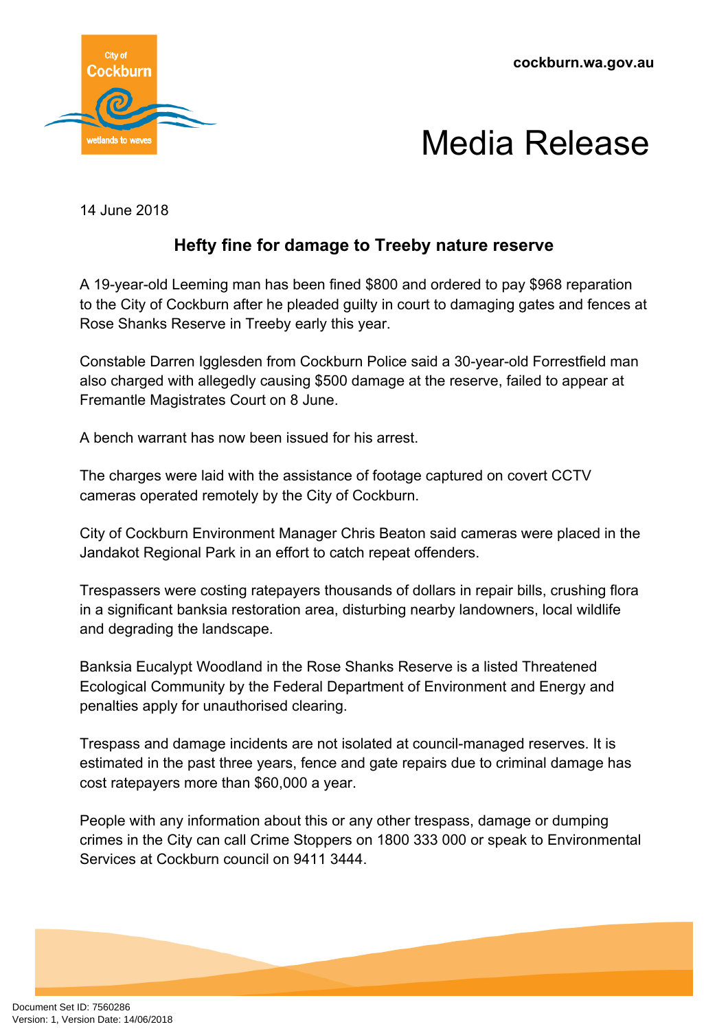cockburn.wa.gov.au

# Media Release

14 June 2018

## Hefty fine for damage to Treeby nature reserve

A 19-year-old Leeming man has been fined $800 and ordered to pay $968 reparation to the City of Cockburn after he pleaded guilty in court to damaging gates and fences at Rose Shanks Reserve in Treeby early this year.

Constable Darren Igglesden from Cockburn Police said a 30-year-old Forrestfield man also charged with allegedly causing $500 damage at the reserve, failed to appear at Fremantle Magistrates Court on 8 June.

A bench warrant has now been issued for his arrest.

The charges were laid with the assistance of footage captured on covert CCTV cameras operated remotely by the City of Cockburn.

City of Cockburn Environment Manager Chris Beaton said cameras were placed in the Jandakot Regional Park in an effort to catch repeat offenders.

Trespassers were costing ratepayers thousands of dollars in repair bills, crushing flora in a significant banksia restoration area, disturbing nearby landowners, local wildlife and degrading the landscape.

Banksia Eucalypt Woodland in the Rose Shanks Reserve is a listed Threatened Ecological Community by the Federal Department of Environment and Energy and penalties apply for unauthorised clearing.

Trespass and damage incidents are not isolated at council-managed reserves. It is estimated in the past three years, fence and gate repairs due to criminal damage has cost ratepayers more than $60,000 a year.

People with any information about this or any other trespass, damage or dumping crimes in the City can call Crime Stoppers on 1800 333 000 or speak to Environmental Services at Cockburn council on 9411 3444.

Document Set ID: 7560286
Version: 1, Version Date: 14/06/2018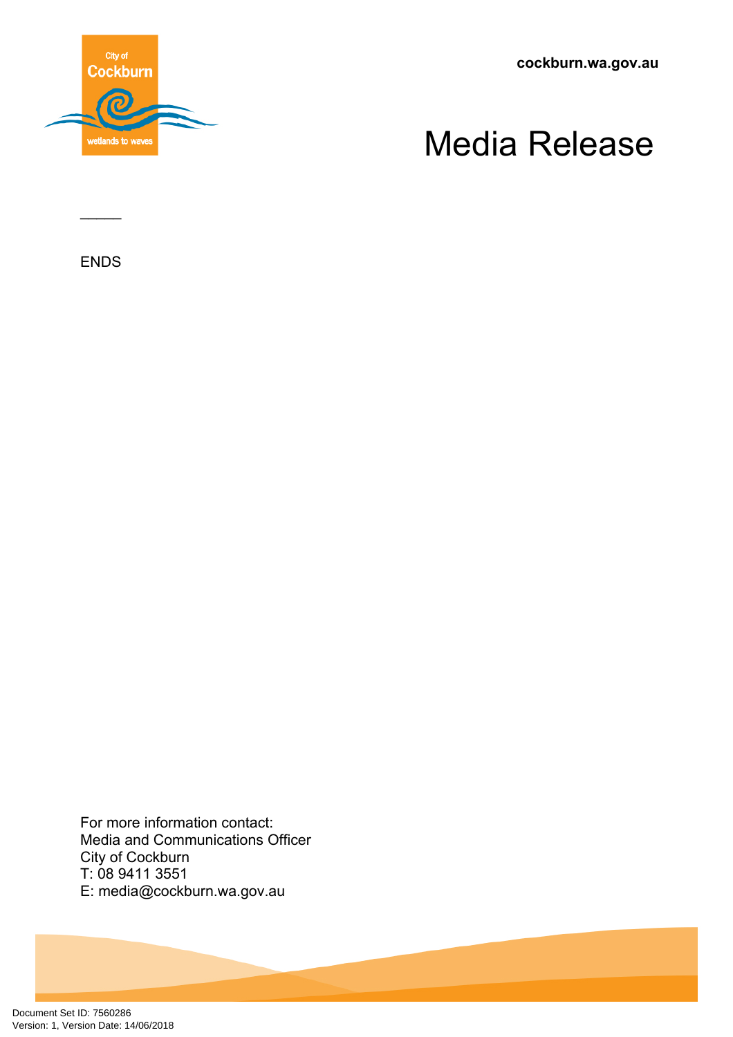cockburn.wa.gov.au

# Media Release

\_\_\_\_\_

ENDS

For more information contact:
Media and Communications Officer
City of Cockburn
T: 08 9411 3551
E: media@cockburn.wa.gov.au

Document Set ID: 7560286
Version: 1, Version Date: 14/06/2018